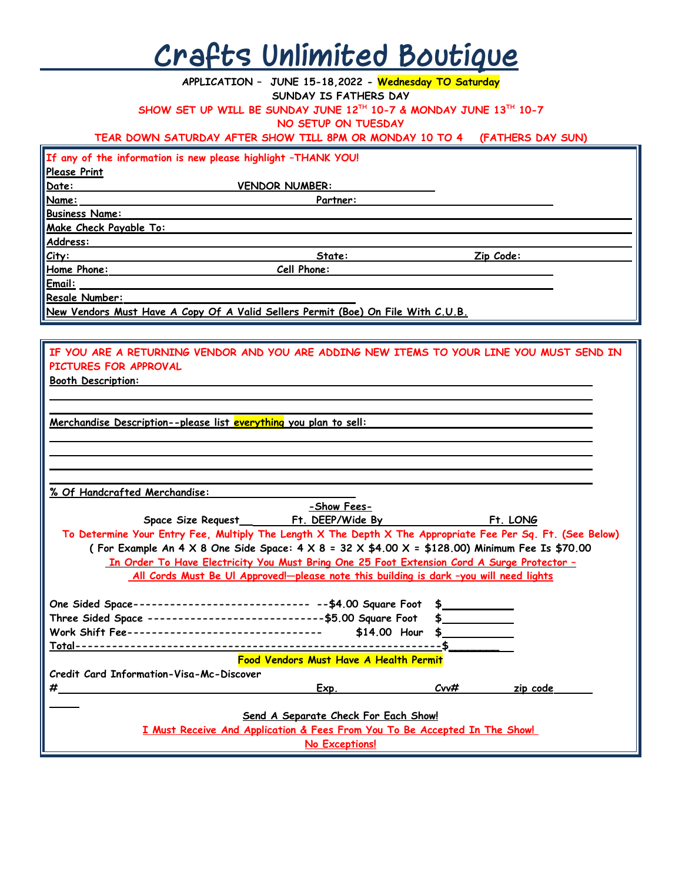# Crafts Unlimited Boutique

**APPLICATION – JUNE 15-18,2022 - Wednesday TO Saturday**

**SUNDAY IS FATHERS DAY**

**SHOW SET UP WILL BE SUNDAY JUNE 12TH 10-7 & MONDAY JUNE 13TH 10-7**

**NO SETUP ON TUESDAY**

**TEAR DOWN SATURDAY AFTER SHOW TILL 8PM OR MONDAY 10 TO 4 (FATHERS DAY SUN)**

**If any of the information is new please highlight –THANK YOU!**

**Please Print**

**Date:** ______________________ **VENDOR NUMBER:** ______________

**Name:** ______________________ **Partner:** ______________________

**Business Name:** ______________________________________________

**Make Check Payable To:** _______________________________________

**Address:** ___________________________________________________

**City:** ______________________ **State:** ______________ **Zip Code:** ______________

**Home Phone:** ______________ **Cell Phone:** ______________________

**Email:** ____________________________________________________

**Resale Number:** _____________________________

**New Vendors Must Have A Copy Of A Valid Sellers Permit (Boe) On File With C.U.B.**

**IF YOU ARE A RETURNING VENDOR AND YOU ARE ADDING NEW ITEMS TO YOUR LINE YOU MUST SEND IN PICTURES FOR APPROVAL**

**Booth Description:** ______________________________________________

__________________________________________________________________

__________________________________________________________________

**Merchandise Description--please list everything you plan to sell:** ______________

__________________________________________________________________

__________________________________________________________________

__________________________________________________________________

__________________________________________________________________

**% Of Handcrafted Merchandise:** ______________________

**-Show Fees-**

**Space Size Request** ______ **Ft. DEEP/Wide By** ______________ **Ft. LONG**

**To Determine Your Entry Fee, Multiply The Length X The Depth X The Appropriate Fee Per Sq. Ft. (See Below)**

**( For Example An 4 X 8 One Side Space: 4 X 8 = 32 X $4.00 X = $128.00) Minimum Fee Is $70.00**

**In Order To Have Electricity You Must Bring One 25 Foot Extension Cord A Surge Protector –**

**All Cords Must Be Ul Approved!—please note this building is dark –you will need lights**

**One Sided Space----------------------------- --$4.00 Square Foot $__________**

**Three Sided Space -----------------------------$5.00 Square Foot $__________**

**Work Shift Fee-------------------------------- $14.00 Hour $__________**

**Total-----------------------------------------------------------$__________**

**Food Vendors Must Have A Health Permit**

**Credit Card Information-Visa-Mc-Discover**

**#** ______________________________ **Exp.** __________ **Cvv#** ________ **zip code** ________

**Send A Separate Check For Each Show!**

**I Must Receive And Application & Fees From You To Be Accepted In The Show!**

**No Exceptions!**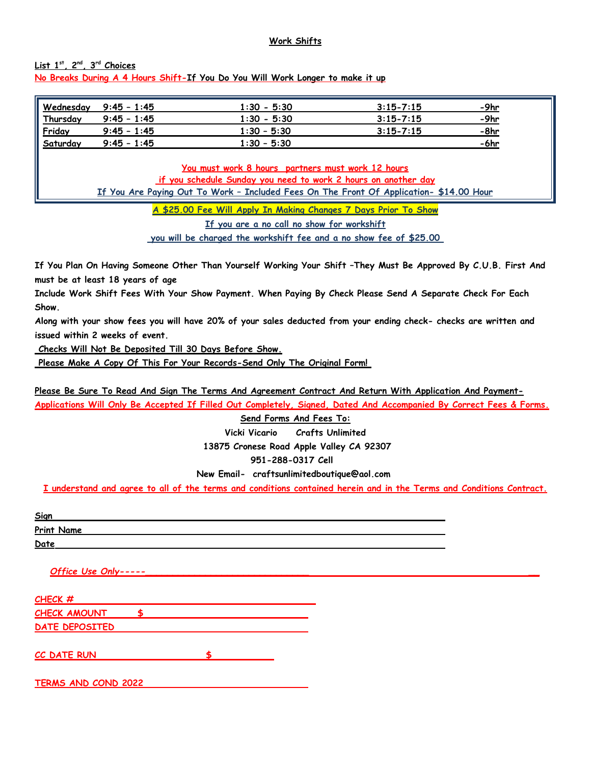## Work Shifts

**List 1st, 2nd, 3rd Choices**

**No Breaks During A 4 Hours Shift-If You Do You Will Work Longer to make it up**

| | | | | |
|---|---|---|---|---|
| Wednesday | 9:45 – 1:45 | 1:30 - 5:30 | 3:15-7:15 | -9hr |
| Thursday | 9:45 – 1:45 | 1:30 - 5:30 | 3:15-7:15 | -9hr |
| Friday | 9:45 – 1:45 | 1:30 – 5:30 | 3:15-7:15 | -8hr |
| Saturday | 9:45 – 1:45 | 1:30 – 5:30 | | -6hr |

**You must work 8 hours partners must work 12 hours**

**if you schedule Sunday you need to work 2 hours on another day**

**If You Are Paying Out To Work – Included Fees On The Front Of Application- $14.00 Hour**

**A $25.00 Fee Will Apply In Making Changes 7 Days Prior To Show**

**If you are a no call no show for workshift**

**you will be charged the workshift fee and a no show fee of $25.00**

**If You Plan On Having Someone Other Than Yourself Working Your Shift –They Must Be Approved By C.U.B. First And must be at least 18 years of age**

**Include Work Shift Fees With Your Show Payment. When Paying By Check Please Send A Separate Check For Each Show.**

**Along with your show fees you will have 20% of your sales deducted from your ending check- checks are written and issued within 2 weeks of event.**

**Checks Will Not Be Deposited Till 30 Days Before Show.**

**Please Make A Copy Of This For Your Records-Send Only The Original Form!**

**Please Be Sure To Read And Sign The Terms And Agreement Contract And Return With Application And Payment-**

**Applications Will Only Be Accepted If Filled Out Completely, Signed, Dated And Accompanied By Correct Fees & Forms.**

**Send Forms And Fees To:**

**Vicki Vicario Crafts Unlimited**

**13875 Cronese Road Apple Valley CA 92307**

**951-288-0317 Cell**

**New Email- craftsunlimitedboutique@aol.com**

**I understand and agree to all of the terms and conditions contained herein and in the Terms and Conditions Contract.**

Sign ____________________________________________

Print Name ______________________________________

Date ____________________________________________

*Office Use Only-----*______________________________

CHECK # ______________________

CHECK AMOUNT $ ______________________

DATE DEPOSITED ______________________

CC DATE RUN ____________ $ ________

TERMS AND COND 2022 ______________________